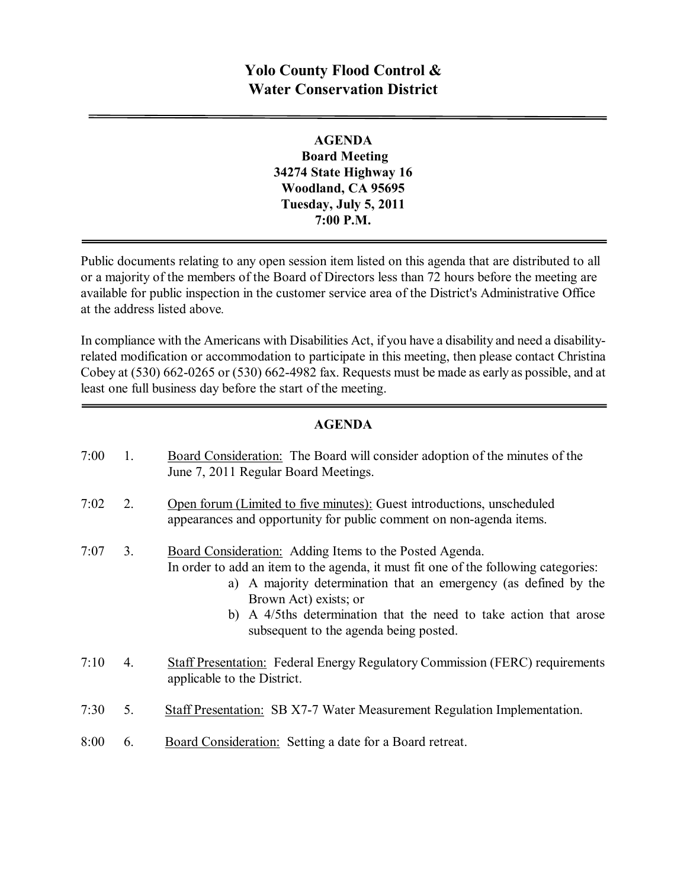# Yolo County Flood Control & Water Conservation District

---

**AGENDA**
**Board Meeting**
**34274 State Highway 16**
**Woodland, CA 95695**
**Tuesday, July 5, 2011**
**7:00 P.M.**

---

Public documents relating to any open session item listed on this agenda that are distributed to all or a majority of the members of the Board of Directors less than 72 hours before the meeting are available for public inspection in the customer service area of the District's Administrative Office at the address listed above.

In compliance with the Americans with Disabilities Act, if you have a disability and need a disability-related modification or accommodation to participate in this meeting, then please contact Christina Cobey at (530) 662-0265 or (530) 662-4982 fax. Requests must be made as early as possible, and at least one full business day before the start of the meeting.

---

## AGENDA

7:00 1. Board Consideration: The Board will consider adoption of the minutes of the June 7, 2011 Regular Board Meetings.

7:02 2. Open forum (Limited to five minutes): Guest introductions, unscheduled appearances and opportunity for public comment on non-agenda items.

7:07 3. Board Consideration: Adding Items to the Posted Agenda.
In order to add an item to the agenda, it must fit one of the following categories:
   a) A majority determination that an emergency (as defined by the Brown Act) exists; or
   b) A 4/5ths determination that the need to take action that arose subsequent to the agenda being posted.

7:10 4. Staff Presentation: Federal Energy Regulatory Commission (FERC) requirements applicable to the District.

7:30 5. Staff Presentation: SB X7-7 Water Measurement Regulation Implementation.

8:00 6. Board Consideration: Setting a date for a Board retreat.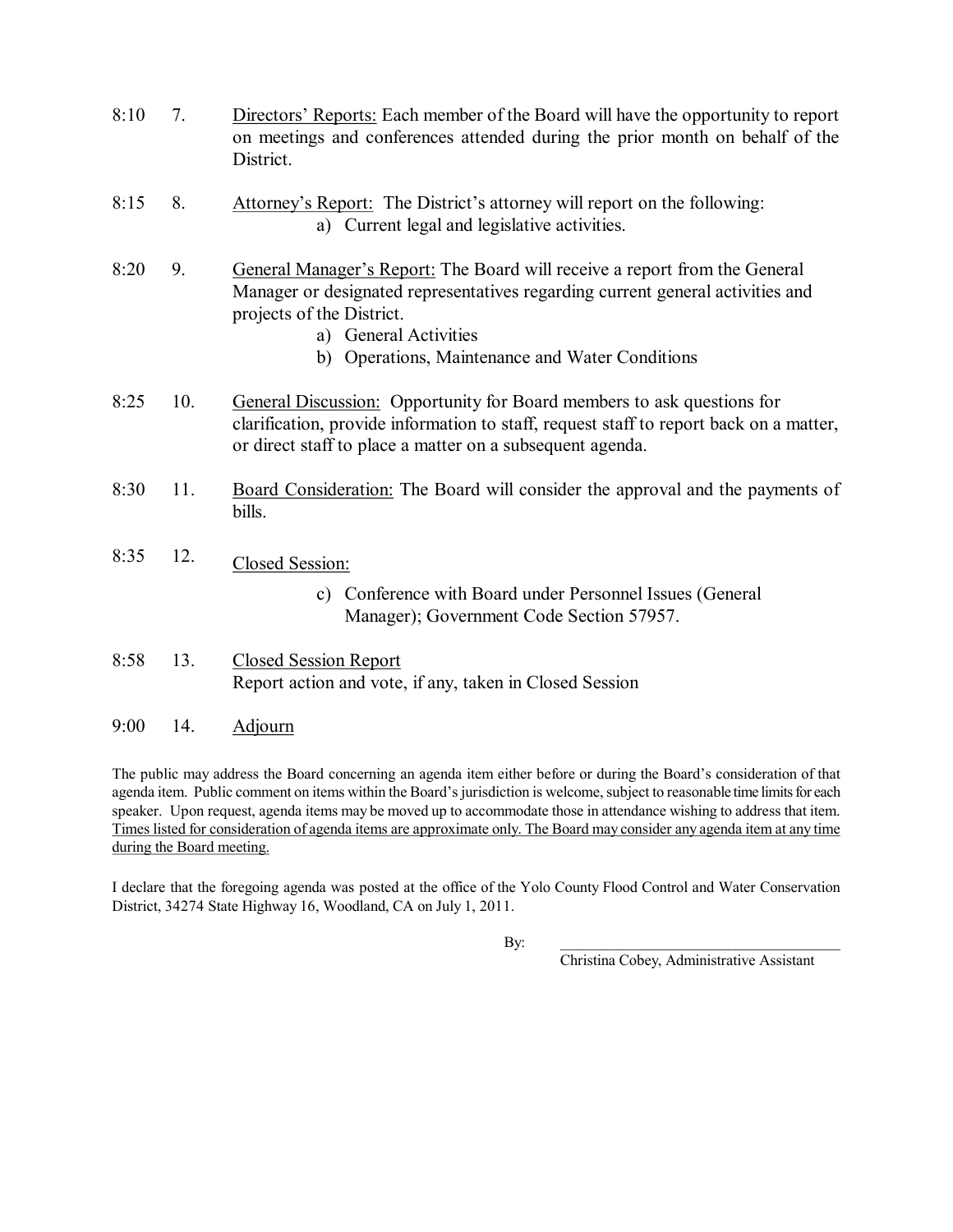8:10 7. <u>Directors' Reports:</u> Each member of the Board will have the opportunity to report on meetings and conferences attended during the prior month on behalf of the District.

8:15 8. <u>Attorney's Report:</u> The District's attorney will report on the following:

a) Current legal and legislative activities.

8:20 9. <u>General Manager's Report:</u> The Board will receive a report from the General Manager or designated representatives regarding current general activities and projects of the District.

a) General Activities
b) Operations, Maintenance and Water Conditions

8:25 10. <u>General Discussion:</u> Opportunity for Board members to ask questions for clarification, provide information to staff, request staff to report back on a matter, or direct staff to place a matter on a subsequent agenda.

8:30 11. <u>Board Consideration:</u> The Board will consider the approval and the payments of bills.

8:35 12. <u>Closed Session:</u>

c) Conference with Board under Personnel Issues (General Manager); Government Code Section 57957.

8:58 13. <u>Closed Session Report</u>
Report action and vote, if any, taken in Closed Session

9:00 14. <u>Adjourn</u>

The public may address the Board concerning an agenda item either before or during the Board's consideration of that agenda item. Public comment on items within the Board's jurisdiction is welcome, subject to reasonable time limits for each speaker. Upon request, agenda items may be moved up to accommodate those in attendance wishing to address that item. <u>Times listed for consideration of agenda items are approximate only. The Board may consider any agenda item at any time during the Board meeting.</u>

I declare that the foregoing agenda was posted at the office of the Yolo County Flood Control and Water Conservation District, 34274 State Highway 16, Woodland, CA on July 1, 2011.

By: \_\_\_\_\_\_\_\_\_\_\_\_\_\_\_\_\_\_\_\_\_\_\_\_\_\_\_\_\_\_\_\_\_\_\_\_
Christina Cobey, Administrative Assistant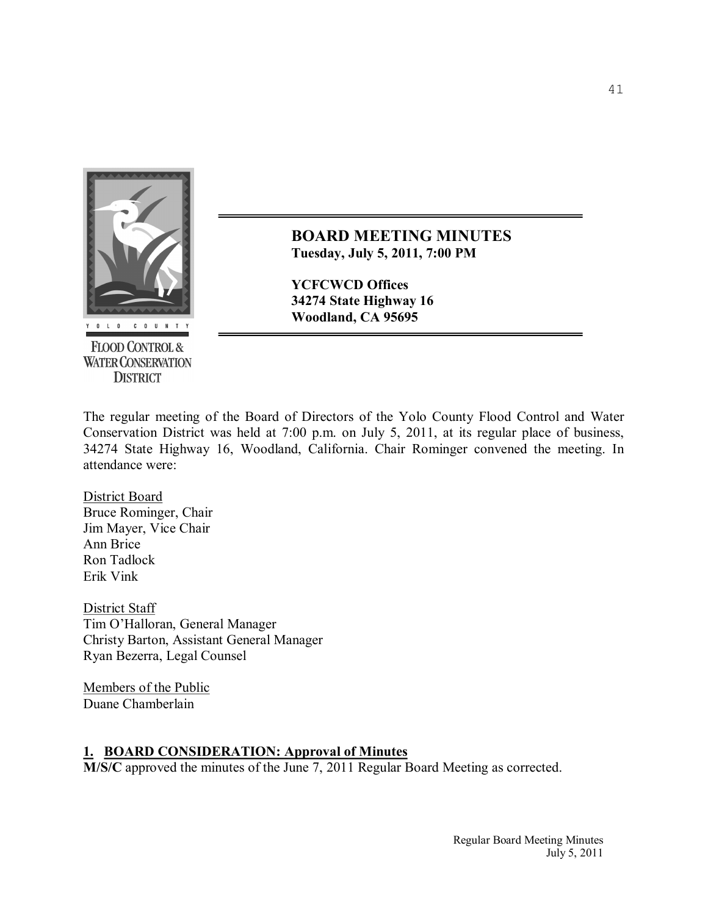# BOARD MEETING MINUTES

**Tuesday, July 5, 2011, 7:00 PM**

**YCFCWCD Offices**
**34274 State Highway 16**
**Woodland, CA 95695**

The regular meeting of the Board of Directors of the Yolo County Flood Control and Water Conservation District was held at 7:00 p.m. on July 5, 2011, at its regular place of business, 34274 State Highway 16, Woodland, California. Chair Rominger convened the meeting. In attendance were:

District Board
Bruce Rominger, Chair
Jim Mayer, Vice Chair
Ann Brice
Ron Tadlock
Erik Vink

District Staff
Tim O'Halloran, General Manager
Christy Barton, Assistant General Manager
Ryan Bezerra, Legal Counsel

Members of the Public
Duane Chamberlain

## 1. BOARD CONSIDERATION: Approval of Minutes

**M/S/C** approved the minutes of the June 7, 2011 Regular Board Meeting as corrected.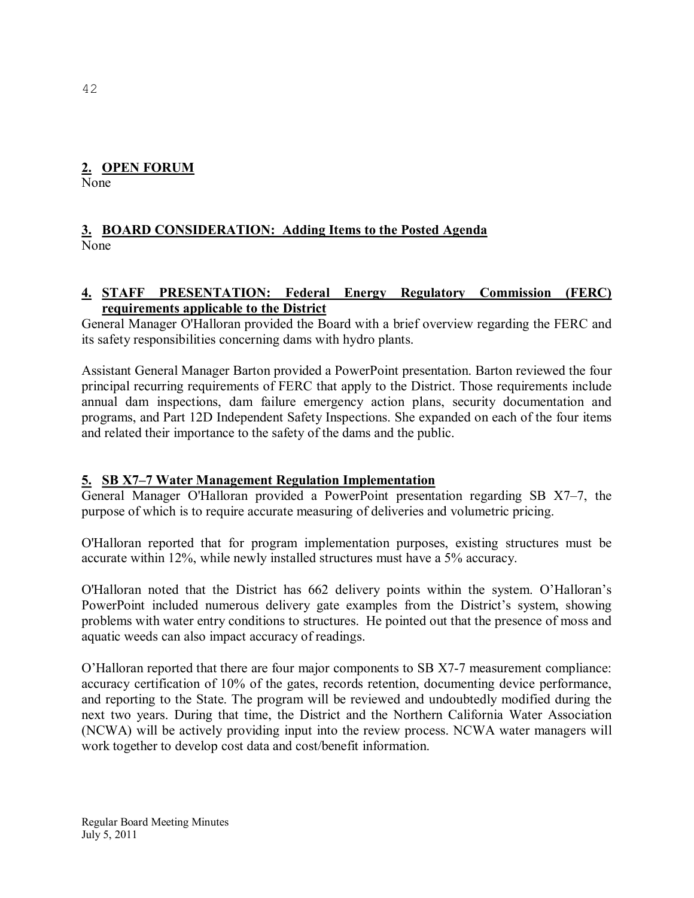## 2. OPEN FORUM

None

## 3. BOARD CONSIDERATION: Adding Items to the Posted Agenda

None

## 4. STAFF PRESENTATION: Federal Energy Regulatory Commission (FERC) requirements applicable to the District

General Manager O'Halloran provided the Board with a brief overview regarding the FERC and its safety responsibilities concerning dams with hydro plants.

Assistant General Manager Barton provided a PowerPoint presentation. Barton reviewed the four principal recurring requirements of FERC that apply to the District. Those requirements include annual dam inspections, dam failure emergency action plans, security documentation and programs, and Part 12D Independent Safety Inspections. She expanded on each of the four items and related their importance to the safety of the dams and the public.

## 5. SB X7–7 Water Management Regulation Implementation

General Manager O'Halloran provided a PowerPoint presentation regarding SB X7–7, the purpose of which is to require accurate measuring of deliveries and volumetric pricing.

O'Halloran reported that for program implementation purposes, existing structures must be accurate within 12%, while newly installed structures must have a 5% accuracy.

O'Halloran noted that the District has 662 delivery points within the system. O'Halloran's PowerPoint included numerous delivery gate examples from the District's system, showing problems with water entry conditions to structures. He pointed out that the presence of moss and aquatic weeds can also impact accuracy of readings.

O'Halloran reported that there are four major components to SB X7-7 measurement compliance: accuracy certification of 10% of the gates, records retention, documenting device performance, and reporting to the State. The program will be reviewed and undoubtedly modified during the next two years. During that time, the District and the Northern California Water Association (NCWA) will be actively providing input into the review process. NCWA water managers will work together to develop cost data and cost/benefit information.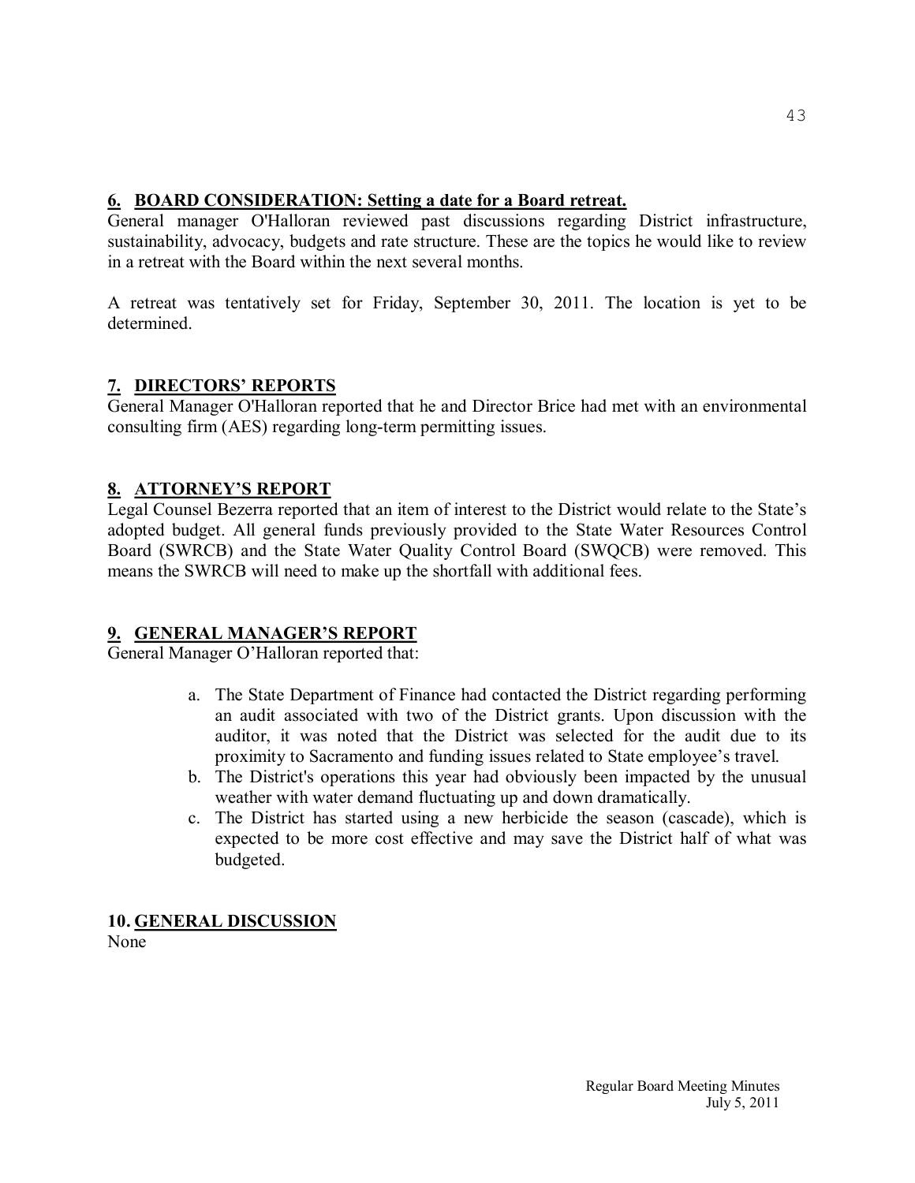## 6. BOARD CONSIDERATION: Setting a date for a Board retreat.

General manager O'Halloran reviewed past discussions regarding District infrastructure, sustainability, advocacy, budgets and rate structure. These are the topics he would like to review in a retreat with the Board within the next several months.

A retreat was tentatively set for Friday, September 30, 2011. The location is yet to be determined.

## 7. DIRECTORS' REPORTS

General Manager O'Halloran reported that he and Director Brice had met with an environmental consulting firm (AES) regarding long-term permitting issues.

## 8. ATTORNEY'S REPORT

Legal Counsel Bezerra reported that an item of interest to the District would relate to the State's adopted budget. All general funds previously provided to the State Water Resources Control Board (SWRCB) and the State Water Quality Control Board (SWQCB) were removed. This means the SWRCB will need to make up the shortfall with additional fees.

## 9. GENERAL MANAGER'S REPORT

General Manager O'Halloran reported that:

a. The State Department of Finance had contacted the District regarding performing an audit associated with two of the District grants. Upon discussion with the auditor, it was noted that the District was selected for the audit due to its proximity to Sacramento and funding issues related to State employee's travel.
b. The District's operations this year had obviously been impacted by the unusual weather with water demand fluctuating up and down dramatically.
c. The District has started using a new herbicide the season (cascade), which is expected to be more cost effective and may save the District half of what was budgeted.

## 10. GENERAL DISCUSSION

None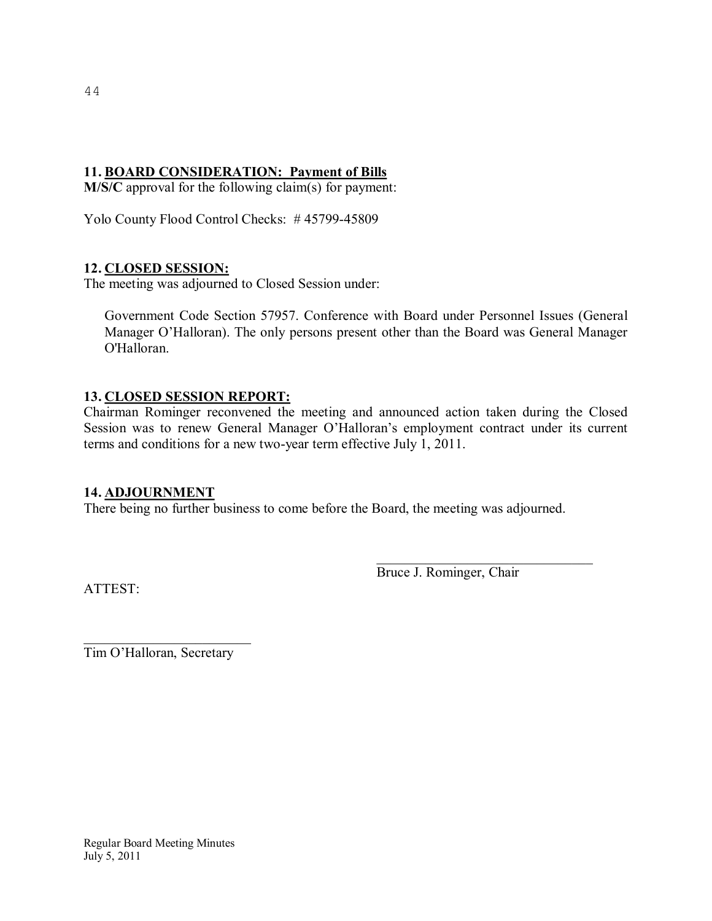**11. BOARD CONSIDERATION: Payment of Bills**
**M/S/C** approval for the following claim(s) for payment:

Yolo County Flood Control Checks: # 45799-45809

**12. CLOSED SESSION:**
The meeting was adjourned to Closed Session under:

> Government Code Section 57957. Conference with Board under Personnel Issues (General Manager O'Halloran). The only persons present other than the Board was General Manager O'Halloran.

**13. CLOSED SESSION REPORT:**
Chairman Rominger reconvened the meeting and announced action taken during the Closed Session was to renew General Manager O'Halloran's employment contract under its current terms and conditions for a new two-year term effective July 1, 2011.

**14. ADJOURNMENT**
There being no further business to come before the Board, the meeting was adjourned.

\_\_\_\_\_\_\_\_\_\_\_\_\_\_\_\_\_\_\_\_\_\_\_\_\_\_\_\_\_\_
Bruce J. Rominger, Chair

ATTEST:

\_\_\_\_\_\_\_\_\_\_\_\_\_\_\_\_\_\_\_\_\_\_\_\_\_\_\_\_\_\_
Tim O'Halloran, Secretary